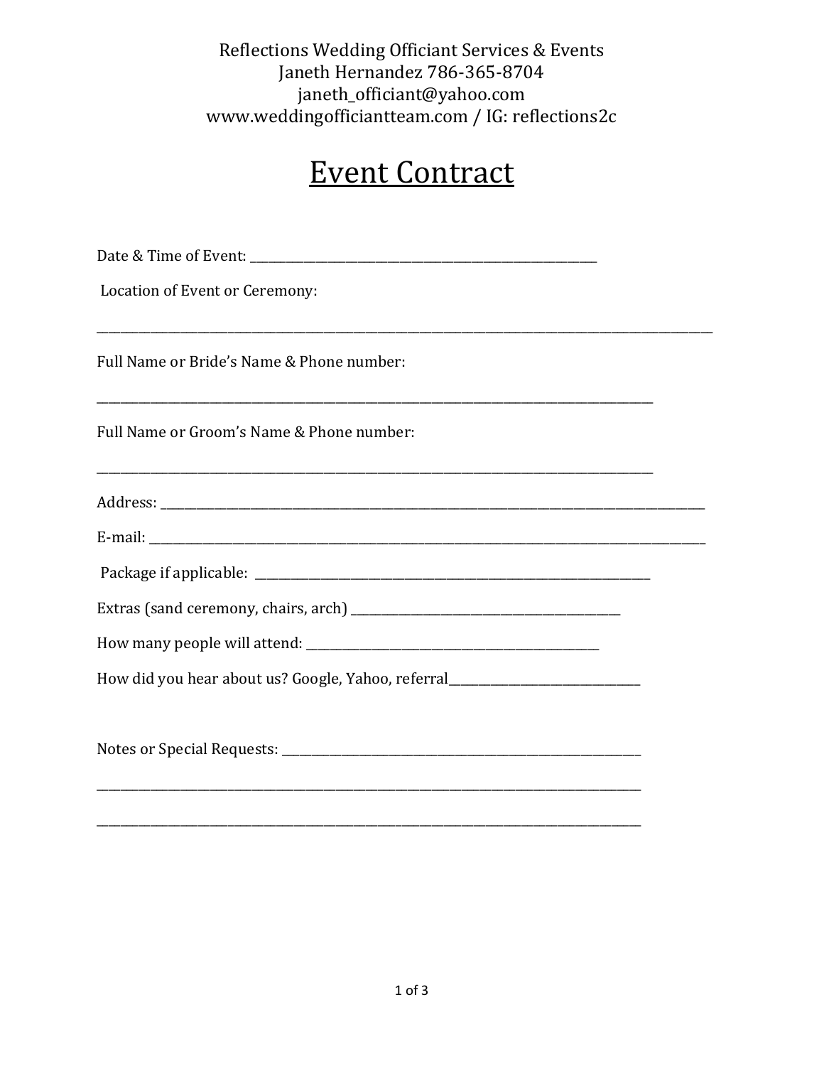Reflections Wedding Officiant Services & Events
Janeth Hernandez 786-365-8704
janeth_officiant@yahoo.com
www.weddingofficiantteam.com / IG: reflections2c

# Event Contract

Date & Time of Event: ______________________________________________

Location of Event or Ceremony:

______________________________________________________________________________

Full Name or Bride's Name & Phone number:

__________________________________________________________________________

Full Name or Groom's Name & Phone number:

__________________________________________________________________________

Address: ___________________________________________________________________

E-mail: ____________________________________________________________________

Package if applicable: _____________________________________________________

Extras (sand ceremony, chairs, arch) _____________________________________

How many people will attend: ____________________________________________

How did you hear about us? Google, Yahoo, referral_________________________

Notes or Special Requests: ________________________________________________

__________________________________________________________________________

__________________________________________________________________________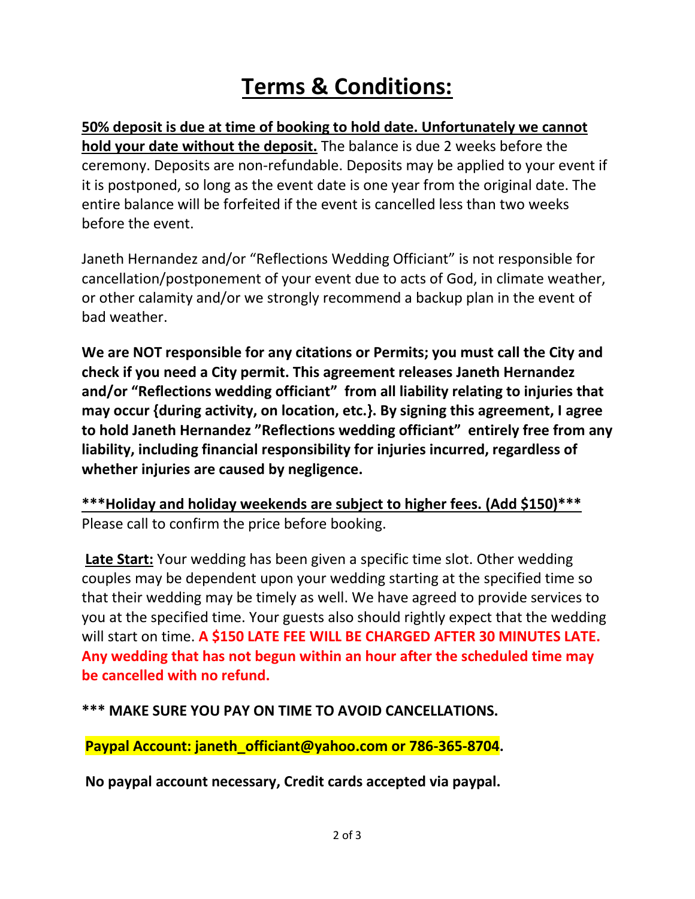# Terms & Conditions:

**50% deposit is due at time of booking to hold date. Unfortunately we cannot hold your date without the deposit.** The balance is due 2 weeks before the ceremony. Deposits are non-refundable. Deposits may be applied to your event if it is postponed, so long as the event date is one year from the original date. The entire balance will be forfeited if the event is cancelled less than two weeks before the event.

Janeth Hernandez and/or "Reflections Wedding Officiant" is not responsible for cancellation/postponement of your event due to acts of God, in climate weather, or other calamity and/or we strongly recommend a backup plan in the event of bad weather.

**We are NOT responsible for any citations or Permits; you must call the City and check if you need a City permit. This agreement releases Janeth Hernandez and/or "Reflections wedding officiant" from all liability relating to injuries that may occur {during activity, on location, etc.}. By signing this agreement, I agree to hold Janeth Hernandez "Reflections wedding officiant" entirely free from any liability, including financial responsibility for injuries incurred, regardless of whether injuries are caused by negligence.**

**\*\*\*Holiday and holiday weekends are subject to higher fees. (Add $150)\*\*\***
Please call to confirm the price before booking.

**Late Start:** Your wedding has been given a specific time slot. Other wedding couples may be dependent upon your wedding starting at the specified time so that their wedding may be timely as well. We have agreed to provide services to you at the specified time. Your guests also should rightly expect that the wedding will start on time. **A $150 LATE FEE WILL BE CHARGED AFTER 30 MINUTES LATE. Any wedding that has not begun within an hour after the scheduled time may be cancelled with no refund.**

**\*\*\* MAKE SURE YOU PAY ON TIME TO AVOID CANCELLATIONS.**

**Paypal Account: janeth_officiant@yahoo.com or 786-365-8704.**

**No paypal account necessary, Credit cards accepted via paypal.**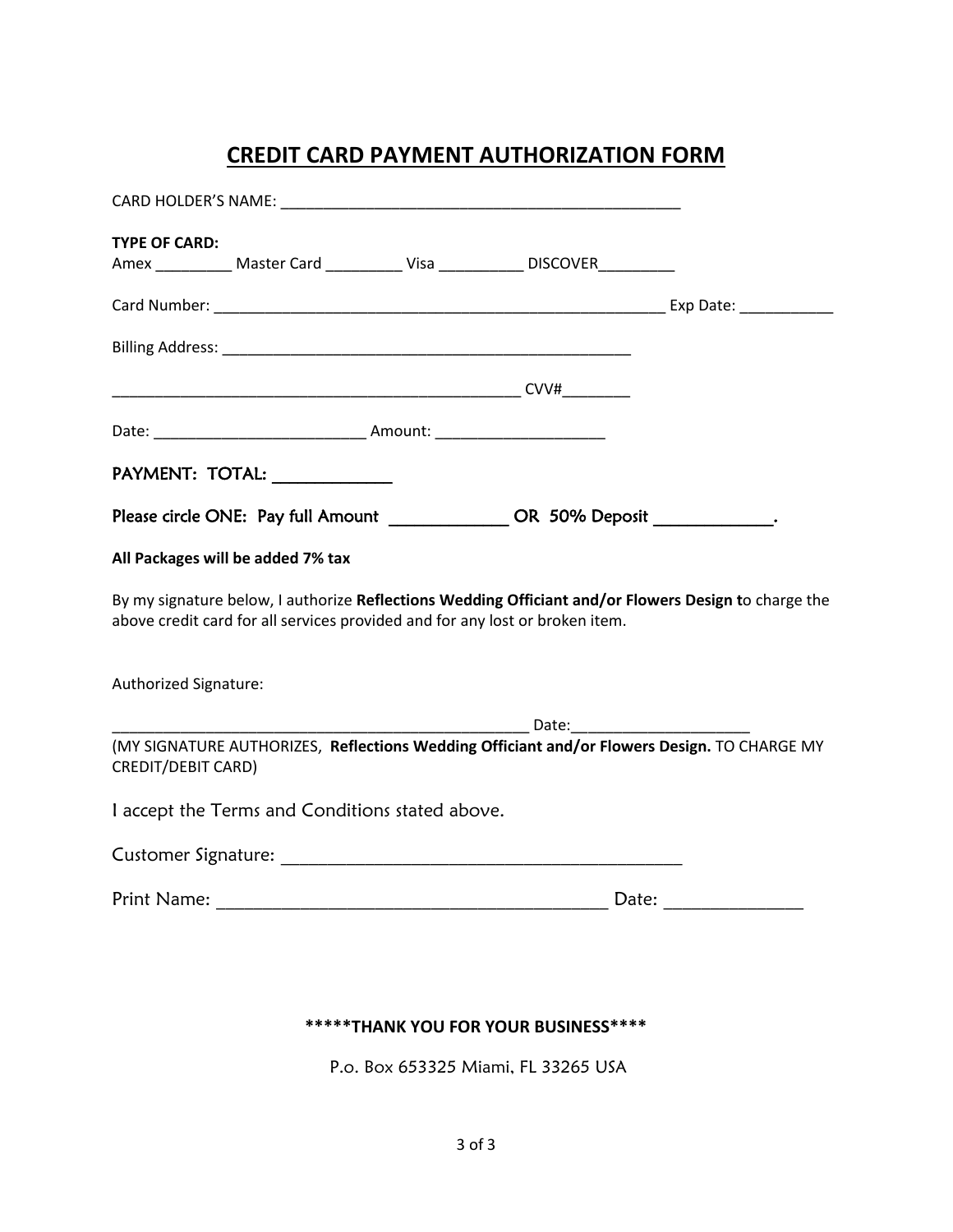# CREDIT CARD PAYMENT AUTHORIZATION FORM

CARD HOLDER'S NAME: _______________________________________________

**TYPE OF CARD:**
Amex _________ Master Card _________ Visa __________ DISCOVER_________

Card Number: _______________________________________________________ Exp Date: ___________

Billing Address: __________________________________________________

________________________________________________ CVV#________

Date: _________________________ Amount: ____________________

PAYMENT: TOTAL: ____________

Please circle ONE: Pay full Amount _____________ OR 50% Deposit _____________.

**All Packages will be added 7% tax**

By my signature below, I authorize **Reflections Wedding Officiant and/or Flowers Design t**o charge the above credit card for all services provided and for any lost or broken item.

Authorized Signature:

_________________________________________________ Date:_____________________

(MY SIGNATURE AUTHORIZES, **Reflections Wedding Officiant and/or Flowers Design.** TO CHARGE MY CREDIT/DEBIT CARD)

I accept the Terms and Conditions stated above.

Customer Signature: ___________________________________________

Print Name: _________________________________________ Date: ______________

**\*\*\*\*\*THANK YOU FOR YOUR BUSINESS\*\*\*\***

P.o. Box 653325 Miami, FL 33265 USA